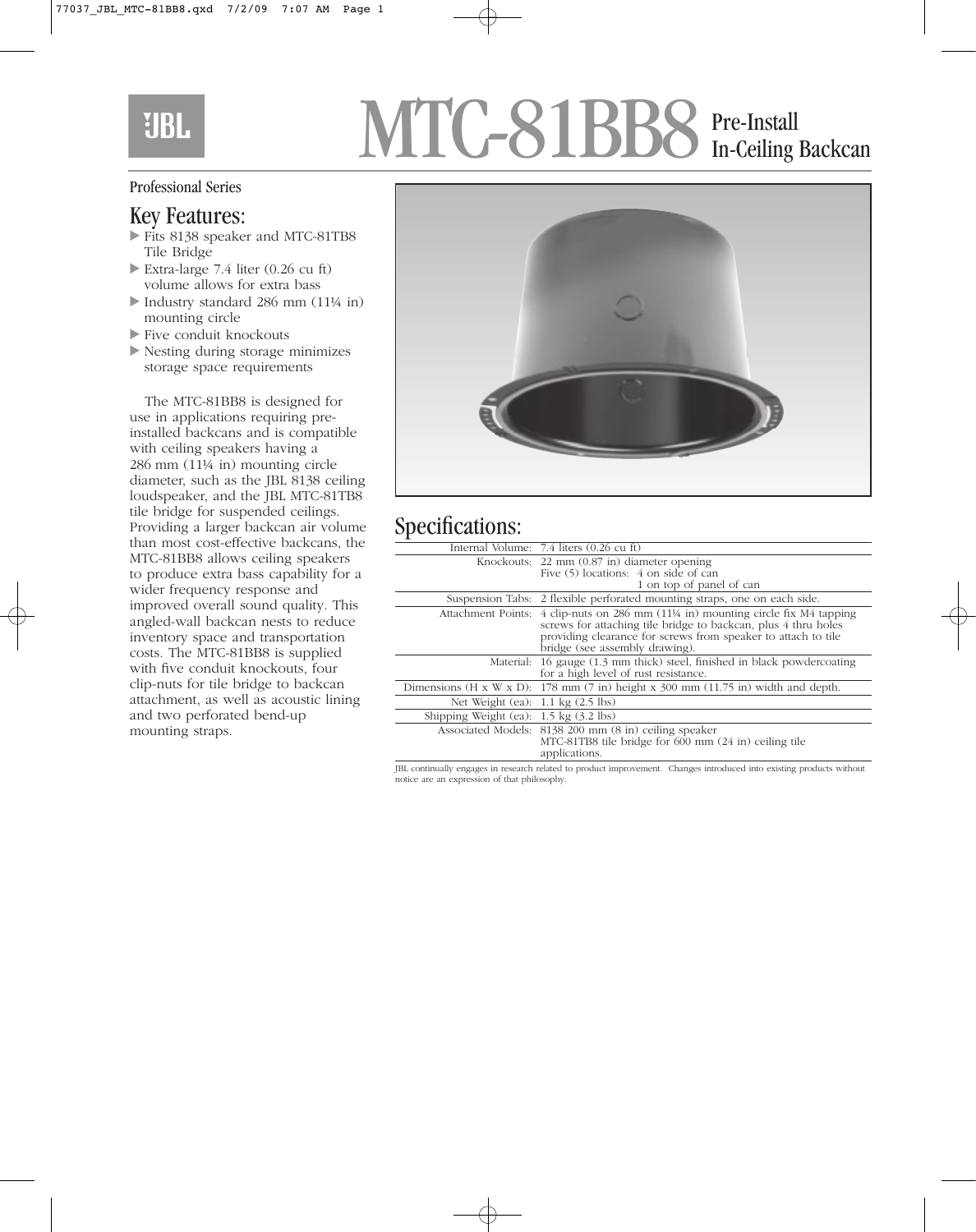JBL

# MTC-81BB8 Pre-Install In-Ceiling Backcan

Professional Series

## Key Features:

- Fits 8138 speaker and MTC-81TB8 Tile Bridge
- Extra-large 7.4 liter (0.26 cu ft) volume allows for extra bass
- Industry standard 286 mm (11¼ in) mounting circle
- Five conduit knockouts
- Nesting during storage minimizes storage space requirements

The MTC-81BB8 is designed for use in applications requiring pre-installed backcans and is compatible with ceiling speakers having a 286 mm (11¼ in) mounting circle diameter, such as the JBL 8138 ceiling loudspeaker, and the JBL MTC-81TB8 tile bridge for suspended ceilings. Providing a larger backcan air volume than most cost-effective backcans, the MTC-81BB8 allows ceiling speakers to produce extra bass capability for a wider frequency response and improved overall sound quality. This angled-wall backcan nests to reduce inventory space and transportation costs. The MTC-81BB8 is supplied with five conduit knockouts, four clip-nuts for tile bridge to backcan attachment, as well as acoustic lining and two perforated bend-up mounting straps.

## Specifications:

| | |
|---|---|
| Internal Volume: | 7.4 liters (0.26 cu ft) |
| Knockouts: | 22 mm (0.87 in) diameter opening<br>Five (5) locations: 4 on side of can<br>1 on top of panel of can |
| Suspension Tabs: | 2 flexible perforated mounting straps, one on each side. |
| Attachment Points: | 4 clip-nuts on 286 mm (11¼ in) mounting circle fix M4 tapping screws for attaching tile bridge to backcan, plus 4 thru holes providing clearance for screws from speaker to attach to tile bridge (see assembly drawing). |
| Material: | 16 gauge (1.3 mm thick) steel, finished in black powdercoating for a high level of rust resistance. |
| Dimensions (H x W x D): | 178 mm (7 in) height x 300 mm (11.75 in) width and depth. |
| Net Weight (ea): | 1.1 kg (2.5 lbs) |
| Shipping Weight (ea): | 1.5 kg (3.2 lbs) |
| Associated Models: | 8138 200 mm (8 in) ceiling speaker<br>MTC-81TB8 tile bridge for 600 mm (24 in) ceiling tile applications. |

JBL continually engages in research related to product improvement. Changes introduced into existing products without notice are an expression of that philosophy.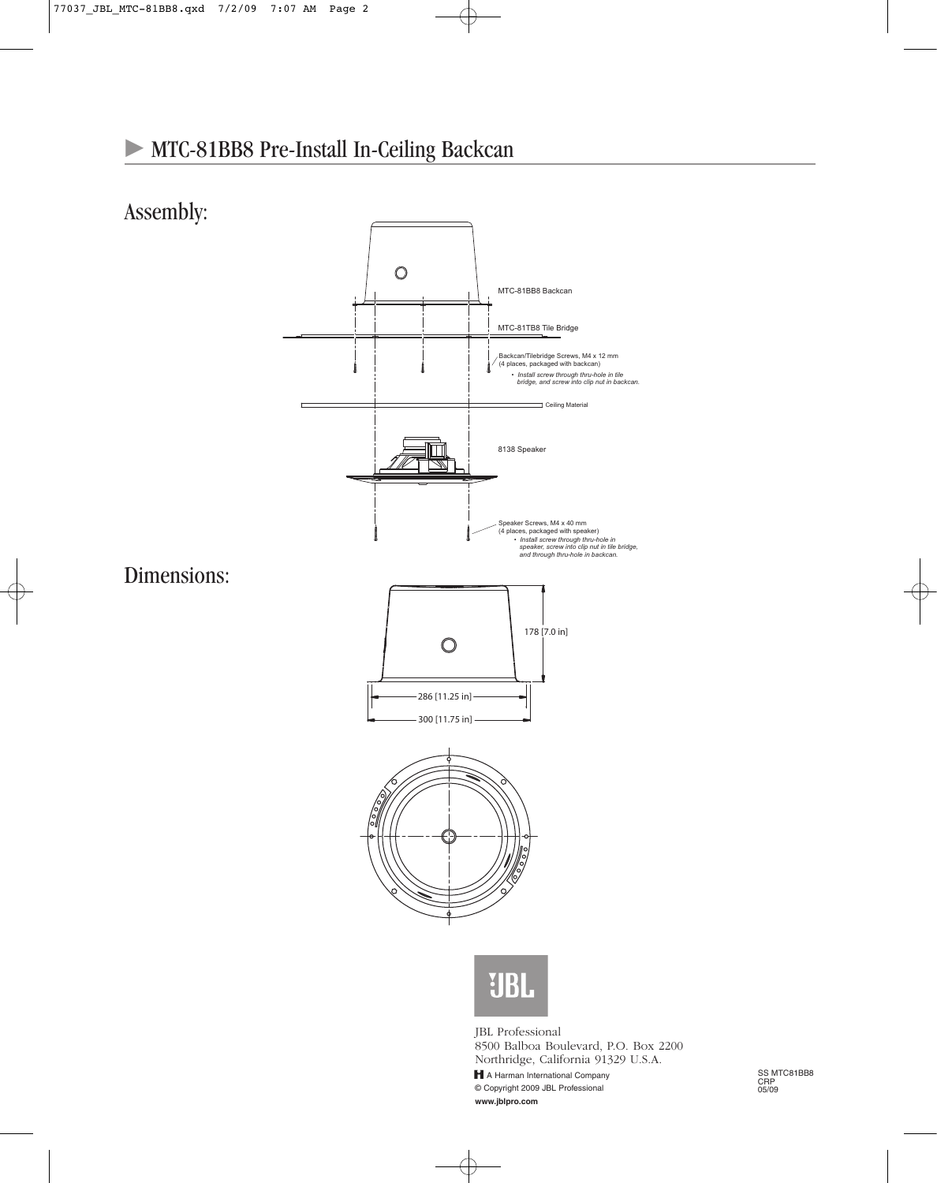# ► MTC-81BB8 Pre-Install In-Ceiling Backcan

## Assembly:

MTC-81BB8 Backcan

MTC-81TB8 Tile Bridge

Backcan/Tilebridge Screws, M4 x 12 mm
(4 places, packaged with backcan)
- *Install screw through thru-hole in tile bridge, and screw into clip nut in backcan.*

Ceiling Material

8138 Speaker

Speaker Screws, M4 x 40 mm
(4 places, packaged with speaker)
- *Install screw through thru-hole in speaker, screw into clip nut in tile bridge, and through thru-hole in backcan.*

## Dimensions:

178 [7.0 in]

286 [11.25 in]

300 [11.75 in]

JBL Professional
8500 Balboa Boulevard, P.O. Box 2200
Northridge, California 91329 U.S.A.

A Harman International Company
© Copyright 2009 JBL Professional
**www.jblpro.com**

SS MTC81BB8
CRP
05/09